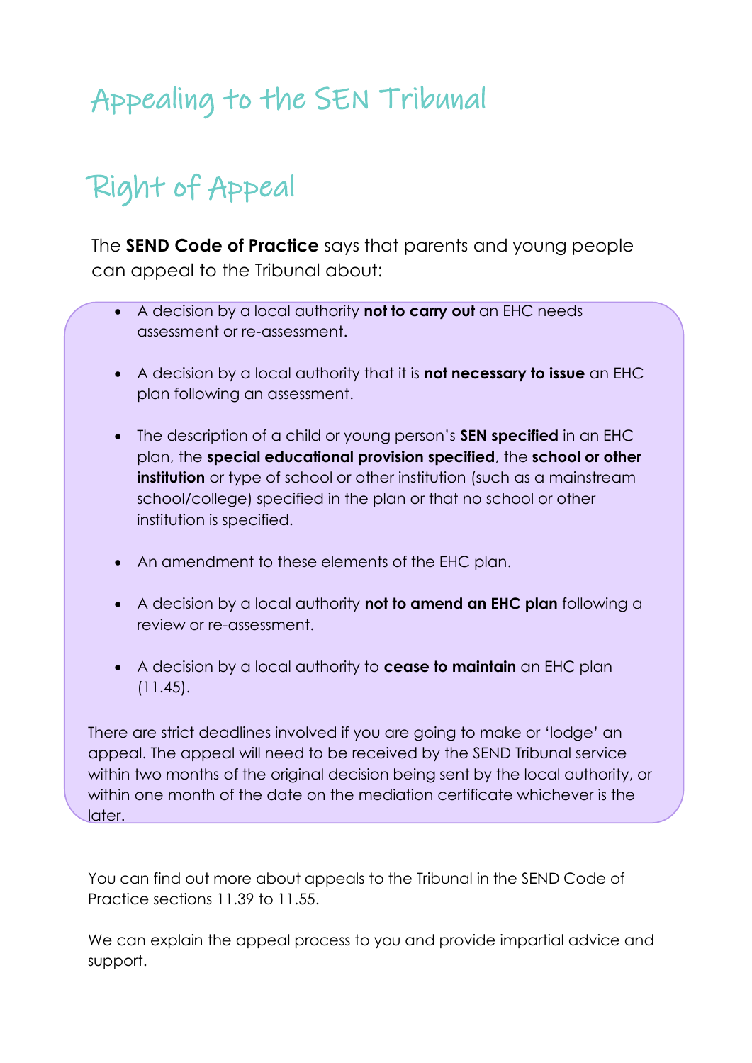# Appealing to the SEN Tribunal

## Right of Appeal

The **SEND Code of Practice** says that parents and young people can appeal to the Tribunal about:

- A decision by a local authority **not to carry out** an EHC needs assessment or re-assessment.
- A decision by a local authority that it is **not necessary to issue** an EHC plan following an assessment.
- The description of a child or young person's **SEN specified** in an EHC plan, the **special educational provision specified**, the **school or other institution** or type of school or other institution (such as a mainstream school/college) specified in the plan or that no school or other institution is specified.
- An amendment to these elements of the EHC plan.
- A decision by a local authority **not to amend an EHC plan** following a review or re-assessment.
- A decision by a local authority to **cease to maintain** an EHC plan (11.45).

There are strict deadlines involved if you are going to make or 'lodge' an appeal. The appeal will need to be received by the SEND Tribunal service within two months of the original decision being sent by the local authority, or within one month of the date on the mediation certificate whichever is the later.

You can find out more about appeals to the Tribunal in the SEND Code of Practice sections 11.39 to 11.55.

We can explain the appeal process to you and provide impartial advice and support.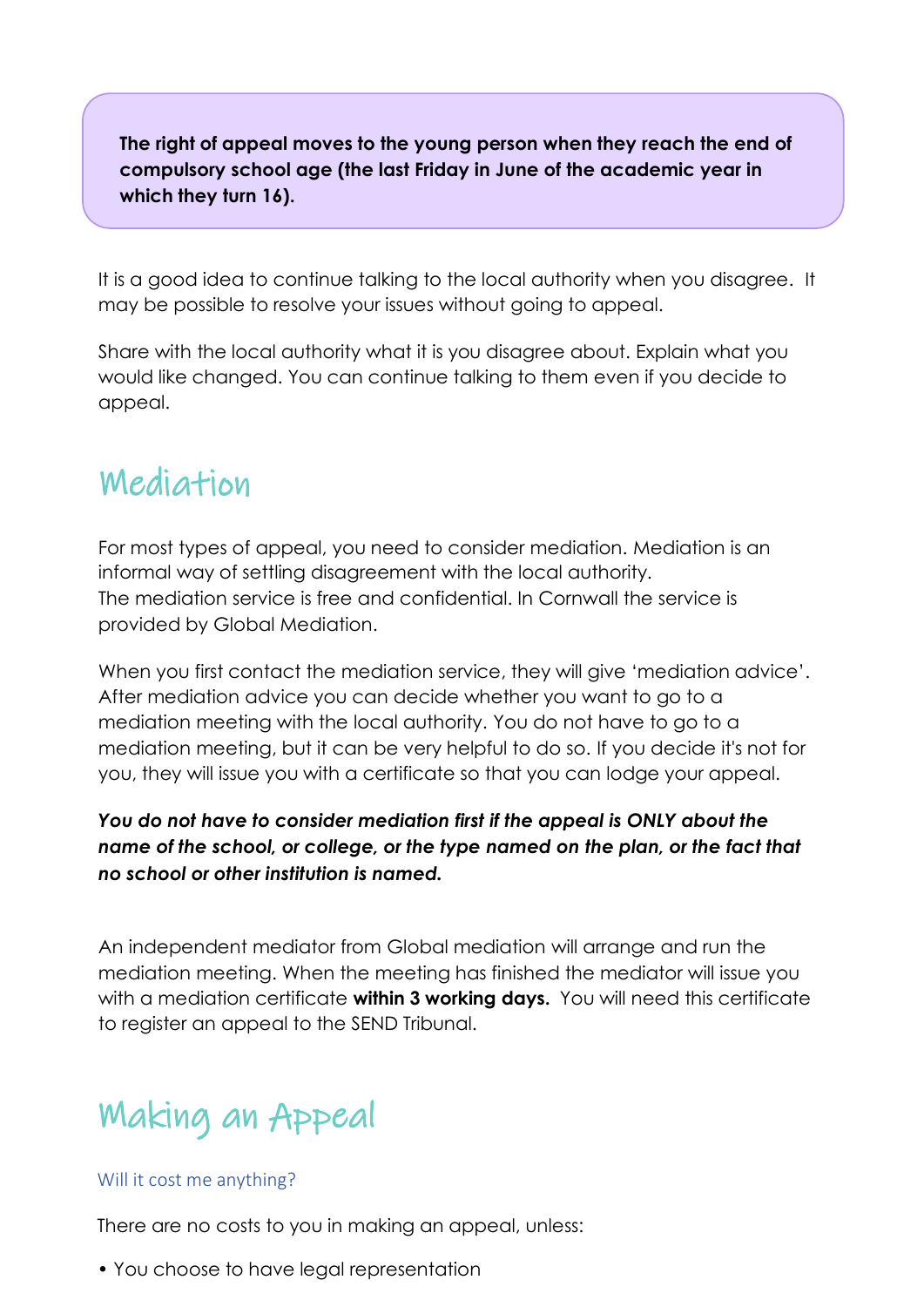**The right of appeal moves to the young person when they reach the end of compulsory school age (the last Friday in June of the academic year in which they turn 16).**

It is a good idea to continue talking to the local authority when you disagree. It may be possible to resolve your issues without going to appeal.

Share with the local authority what it is you disagree about. Explain what you would like changed. You can continue talking to them even if you decide to appeal.

## Mediation

For most types of appeal, you need to consider mediation. Mediation is an informal way of settling disagreement with the local authority.
The mediation service is free and confidential. In Cornwall the service is provided by Global Mediation.

When you first contact the mediation service, they will give 'mediation advice'. After mediation advice you can decide whether you want to go to a mediation meeting with the local authority. You do not have to go to a mediation meeting, but it can be very helpful to do so. If you decide it's not for you, they will issue you with a certificate so that you can lodge your appeal.

***You do not have to consider mediation first if the appeal is ONLY about the name of the school, or college, or the type named on the plan, or the fact that no school or other institution is named.***

An independent mediator from Global mediation will arrange and run the mediation meeting. When the meeting has finished the mediator will issue you with a mediation certificate **within 3 working days.** You will need this certificate to register an appeal to the SEND Tribunal.

## Making an Appeal

### Will it cost me anything?

There are no costs to you in making an appeal, unless:

- You choose to have legal representation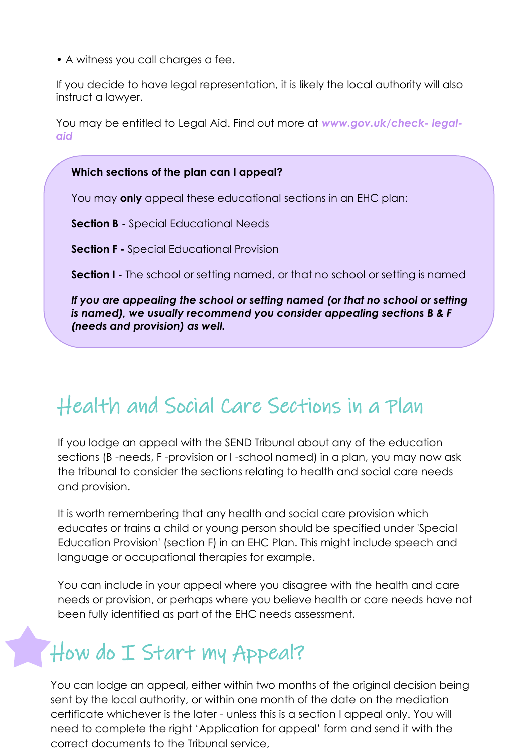- A witness you call charges a fee.

If you decide to have legal representation, it is likely the local authority will also instruct a lawyer.

You may be entitled to Legal Aid. Find out more at ***www.gov.uk/check- legal-aid***

**Which sections of the plan can I appeal?**

You may **only** appeal these educational sections in an EHC plan:

**Section B -** Special Educational Needs

**Section F -** Special Educational Provision

**Section I -** The school or setting named, or that no school or setting is named

***If you are appealing the school or setting named (or that no school or setting is named), we usually recommend you consider appealing sections B & F (needs and provision) as well.***

## Health and Social Care Sections in a Plan

If you lodge an appeal with the SEND Tribunal about any of the education sections (B -needs, F -provision or I -school named) in a plan, you may now ask the tribunal to consider the sections relating to health and social care needs and provision.

It is worth remembering that any health and social care provision which educates or trains a child or young person should be specified under 'Special Education Provision' (section F) in an EHC Plan. This might include speech and language or occupational therapies for example.

You can include in your appeal where you disagree with the health and care needs or provision, or perhaps where you believe health or care needs have not been fully identified as part of the EHC needs assessment.

## How do I Start my Appeal?

You can lodge an appeal, either within two months of the original decision being sent by the local authority, or within one month of the date on the mediation certificate whichever is the later - unless this is a section I appeal only. You will need to complete the right 'Application for appeal' form and send it with the correct documents to the Tribunal service,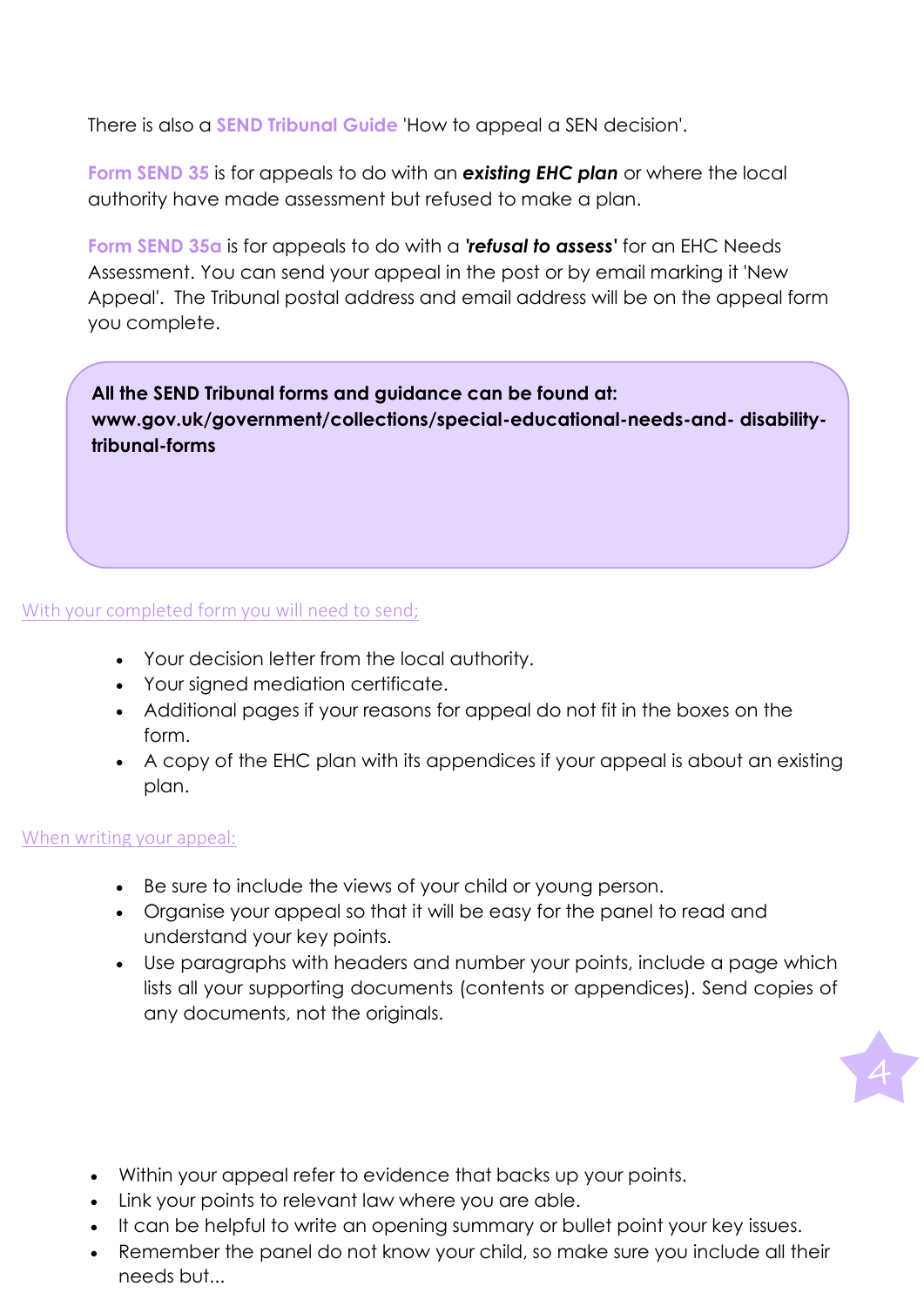There is also a **SEND Tribunal Guide** 'How to appeal a SEN decision'.

**Form SEND 35** is for appeals to do with an ***existing EHC plan*** or where the local authority have made assessment but refused to make a plan.

**Form SEND 35a** is for appeals to do with a ***'refusal to assess'*** for an EHC Needs Assessment. You can send your appeal in the post or by email marking it 'New Appeal'. The Tribunal postal address and email address will be on the appeal form you complete.

> **All the SEND Tribunal forms and guidance can be found at: www.gov.uk/government/collections/special-educational-needs-and- disability-tribunal-forms**

With your completed form you will need to send;

- Your decision letter from the local authority.
- Your signed mediation certificate.
- Additional pages if your reasons for appeal do not fit in the boxes on the form.
- A copy of the EHC plan with its appendices if your appeal is about an existing plan.

When writing your appeal:

- Be sure to include the views of your child or young person.
- Organise your appeal so that it will be easy for the panel to read and understand your key points.
- Use paragraphs with headers and number your points, include a page which lists all your supporting documents (contents or appendices). Send copies of any documents, not the originals.
- Within your appeal refer to evidence that backs up your points.
- Link your points to relevant law where you are able.
- It can be helpful to write an opening summary or bullet point your key issues.
- Remember the panel do not know your child, so make sure you include all their needs but...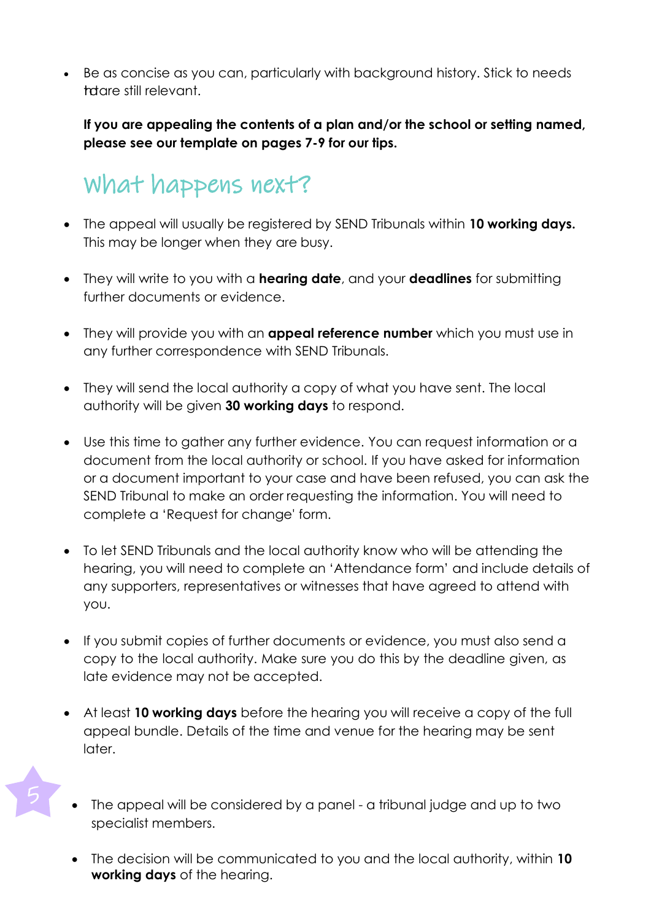- Be as concise as you can, particularly with background history. Stick to needs that are still relevant.

**If you are appealing the contents of a plan and/or the school or setting named, please see our template on pages 7-9 for our tips.**

## What happens next?

- The appeal will usually be registered by SEND Tribunals within **10 working days.** This may be longer when they are busy.

- They will write to you with a **hearing date**, and your **deadlines** for submitting further documents or evidence.

- They will provide you with an **appeal reference number** which you must use in any further correspondence with SEND Tribunals.

- They will send the local authority a copy of what you have sent. The local authority will be given **30 working days** to respond.

- Use this time to gather any further evidence. You can request information or a document from the local authority or school. If you have asked for information or a document important to your case and have been refused, you can ask the SEND Tribunal to make an order requesting the information. You will need to complete a 'Request for change' form.

- To let SEND Tribunals and the local authority know who will be attending the hearing, you will need to complete an 'Attendance form' and include details of any supporters, representatives or witnesses that have agreed to attend with you.

- If you submit copies of further documents or evidence, you must also send a copy to the local authority. Make sure you do this by the deadline given, as late evidence may not be accepted.

- At least **10 working days** before the hearing you will receive a copy of the full appeal bundle. Details of the time and venue for the hearing may be sent later.

- The appeal will be considered by a panel - a tribunal judge and up to two specialist members.

- The decision will be communicated to you and the local authority, within **10 working days** of the hearing.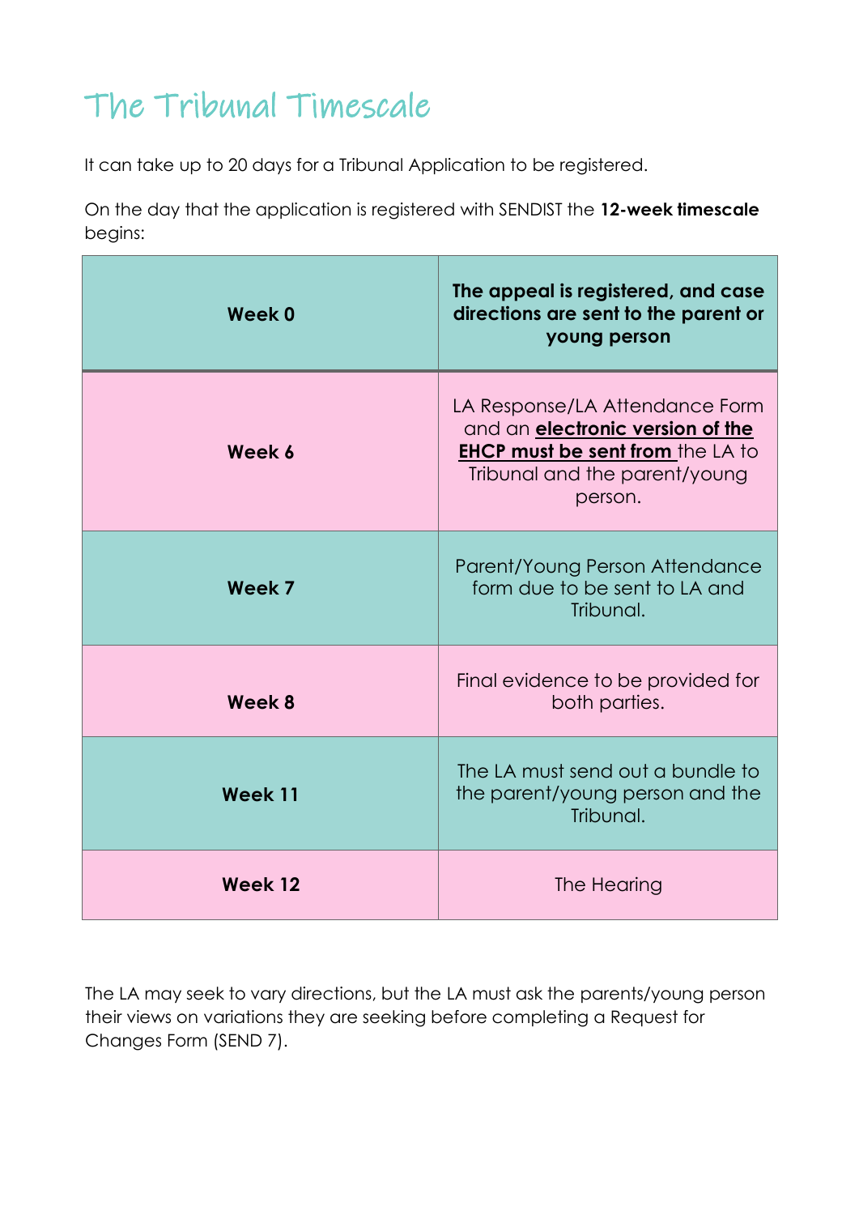# The Tribunal Timescale

It can take up to 20 days for a Tribunal Application to be registered.

On the day that the application is registered with SENDIST the **12-week timescale** begins:

| **Week 0** | **The appeal is registered, and case directions are sent to the parent or young person** |
|---|---|
| **Week 6** | LA Response/LA Attendance Form and an **electronic version of the EHCP must be sent from** the LA to Tribunal and the parent/young person. |
| **Week 7** | Parent/Young Person Attendance form due to be sent to LA and Tribunal. |
| **Week 8** | Final evidence to be provided for both parties. |
| **Week 11** | The LA must send out a bundle to the parent/young person and the Tribunal. |
| **Week 12** | The Hearing |

The LA may seek to vary directions, but the LA must ask the parents/young person their views on variations they are seeking before completing a Request for Changes Form (SEND 7).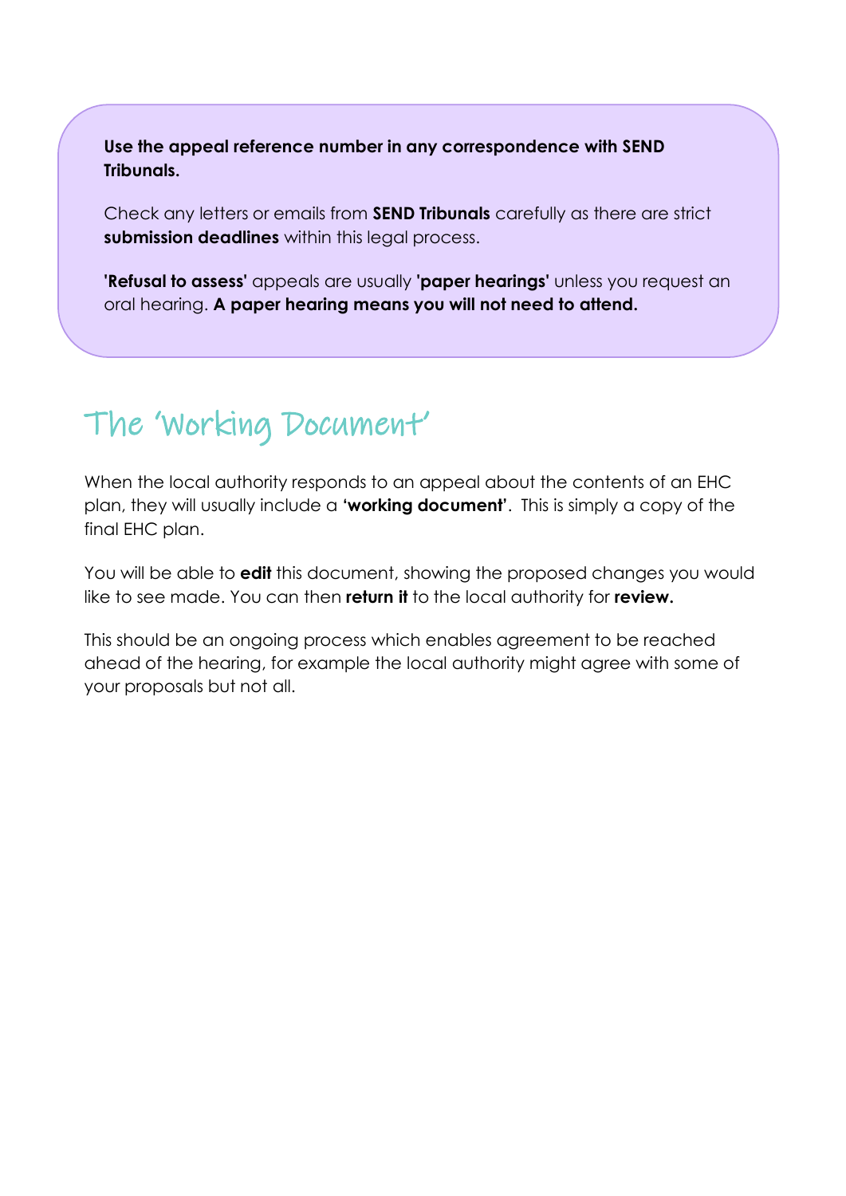**Use the appeal reference number in any correspondence with SEND Tribunals.**

Check any letters or emails from **SEND Tribunals** carefully as there are strict **submission deadlines** within this legal process.

**'Refusal to assess'** appeals are usually **'paper hearings'** unless you request an oral hearing. **A paper hearing means you will not need to attend.**

## The 'Working Document'

When the local authority responds to an appeal about the contents of an EHC plan, they will usually include a **'working document'**. This is simply a copy of the final EHC plan.

You will be able to **edit** this document, showing the proposed changes you would like to see made. You can then **return it** to the local authority for **review.**

This should be an ongoing process which enables agreement to be reached ahead of the hearing, for example the local authority might agree with some of your proposals but not all.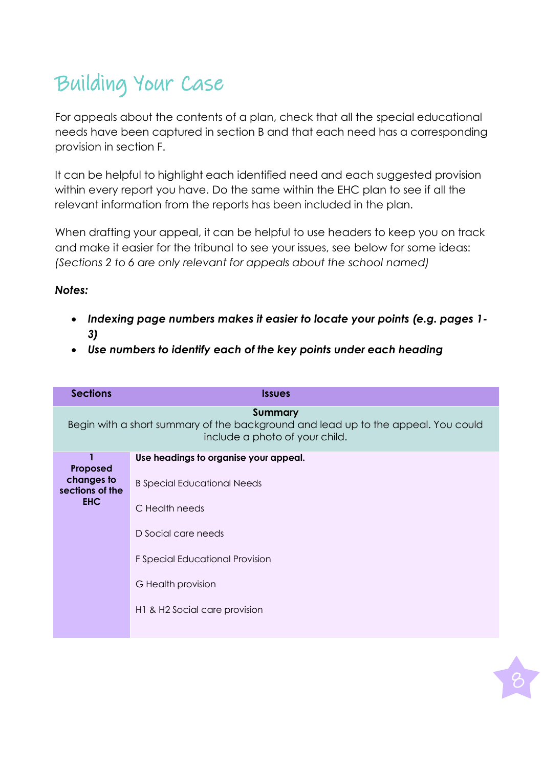# Building Your Case

For appeals about the contents of a plan, check that all the special educational needs have been captured in section B and that each need has a corresponding provision in section F.

It can be helpful to highlight each identified need and each suggested provision within every report you have. Do the same within the EHC plan to see if all the relevant information from the reports has been included in the plan.

When drafting your appeal, it can be helpful to use headers to keep you on track and make it easier for the tribunal to see your issues, see below for some ideas: *(Sections 2 to 6 are only relevant for appeals about the school named)*

***Notes:***

- ***Indexing page numbers makes it easier to locate your points (e.g. pages 1-3)***
- ***Use numbers to identify each of the key points under each heading***

| Sections | Issues |
|---|---|
| **Summary**<br>Begin with a short summary of the background and lead up to the appeal. You could include a photo of your child. | |
| **1**<br>**Proposed changes to sections of the EHC** | **Use headings to organise your appeal.**<br><br>B Special Educational Needs<br><br>C Health needs<br><br>D Social care needs<br><br>F Special Educational Provision<br><br>G Health provision<br><br>H1 & H2 Social care provision |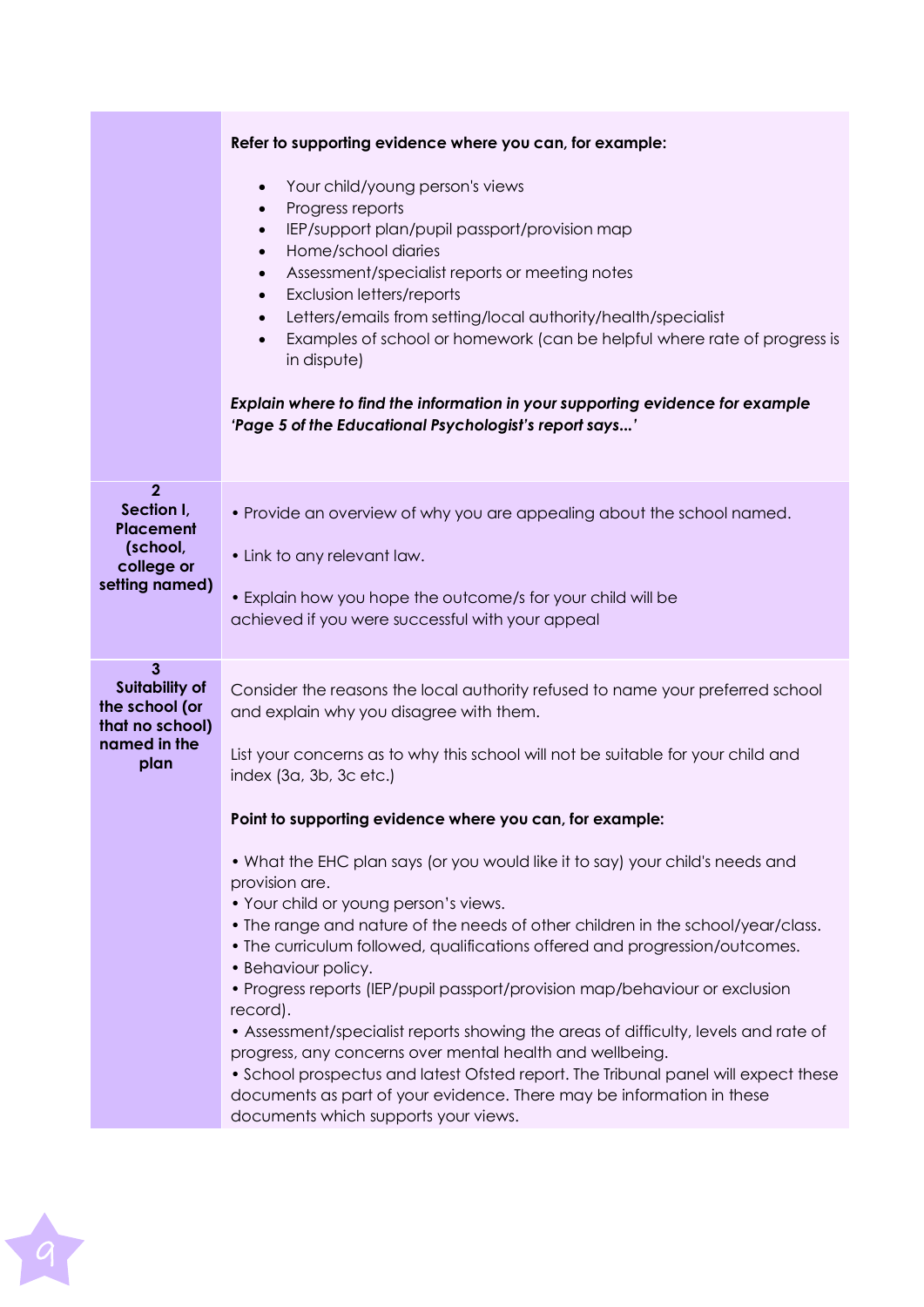| | |
|---|---|
| | **Refer to supporting evidence where you can, for example:**<br><br>• Your child/young person's views<br>• Progress reports<br>• IEP/support plan/pupil passport/provision map<br>• Home/school diaries<br>• Assessment/specialist reports or meeting notes<br>• Exclusion letters/reports<br>• Letters/emails from setting/local authority/health/specialist<br>• Examples of school or homework (can be helpful where rate of progress is in dispute)<br><br>***Explain where to find the information in your supporting evidence for example 'Page 5 of the Educational Psychologist's report says...'*** |
| **2 Section I, Placement (school, college or setting named)** | • Provide an overview of why you are appealing about the school named.<br><br>• Link to any relevant law.<br><br>• Explain how you hope the outcome/s for your child will be achieved if you were successful with your appeal |
| **3 Suitability of the school (or that no school) named in the plan** | Consider the reasons the local authority refused to name your preferred school and explain why you disagree with them.<br><br>List your concerns as to why this school will not be suitable for your child and index (3a, 3b, 3c etc.)<br><br>**Point to supporting evidence where you can, for example:**<br><br>• What the EHC plan says (or you would like it to say) your child's needs and provision are.<br>• Your child or young person's views.<br>• The range and nature of the needs of other children in the school/year/class.<br>• The curriculum followed, qualifications offered and progression/outcomes.<br>• Behaviour policy.<br>• Progress reports (IEP/pupil passport/provision map/behaviour or exclusion record).<br>• Assessment/specialist reports showing the areas of difficulty, levels and rate of progress, any concerns over mental health and wellbeing.<br>• School prospectus and latest Ofsted report. The Tribunal panel will expect these documents as part of your evidence. There may be information in these documents which supports your views. |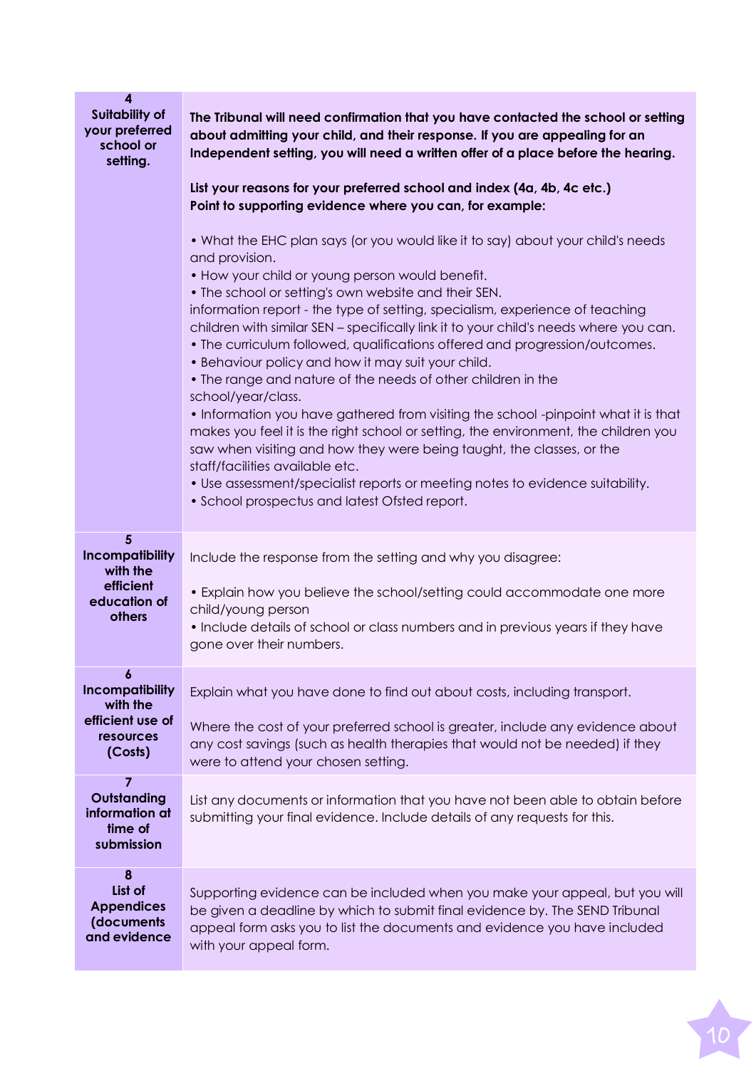| | |
|---|---|
| **4 Suitability of your preferred school or setting.** | **The Tribunal will need confirmation that you have contacted the school or setting about admitting your child, and their response. If you are appealing for an Independent setting, you will need a written offer of a place before the hearing.**<br><br>**List your reasons for your preferred school and index (4a, 4b, 4c etc.) Point to supporting evidence where you can, for example:**<br><br>• What the EHC plan says (or you would like it to say) about your child's needs and provision.<br>• How your child or young person would benefit.<br>• The school or setting's own website and their SEN.<br>information report - the type of setting, specialism, experience of teaching children with similar SEN – specifically link it to your child's needs where you can.<br>• The curriculum followed, qualifications offered and progression/outcomes.<br>• Behaviour policy and how it may suit your child.<br>• The range and nature of the needs of other children in the school/year/class.<br>• Information you have gathered from visiting the school -pinpoint what it is that makes you feel it is the right school or setting, the environment, the children you saw when visiting and how they were being taught, the classes, or the staff/facilities available etc.<br>• Use assessment/specialist reports or meeting notes to evidence suitability.<br>• School prospectus and latest Ofsted report. |
| **5 Incompatibility with the efficient education of others** | Include the response from the setting and why you disagree:<br><br>• Explain how you believe the school/setting could accommodate one more child/young person<br>• Include details of school or class numbers and in previous years if they have gone over their numbers. |
| **6 Incompatibility with the efficient use of resources (Costs)** | Explain what you have done to find out about costs, including transport.<br><br>Where the cost of your preferred school is greater, include any evidence about any cost savings (such as health therapies that would not be needed) if they were to attend your chosen setting. |
| **7 Outstanding information at time of submission** | List any documents or information that you have not been able to obtain before submitting your final evidence. Include details of any requests for this. |
| **8 List of Appendices (documents and evidence** | Supporting evidence can be included when you make your appeal, but you will be given a deadline by which to submit final evidence by. The SEND Tribunal appeal form asks you to list the documents and evidence you have included with your appeal form. |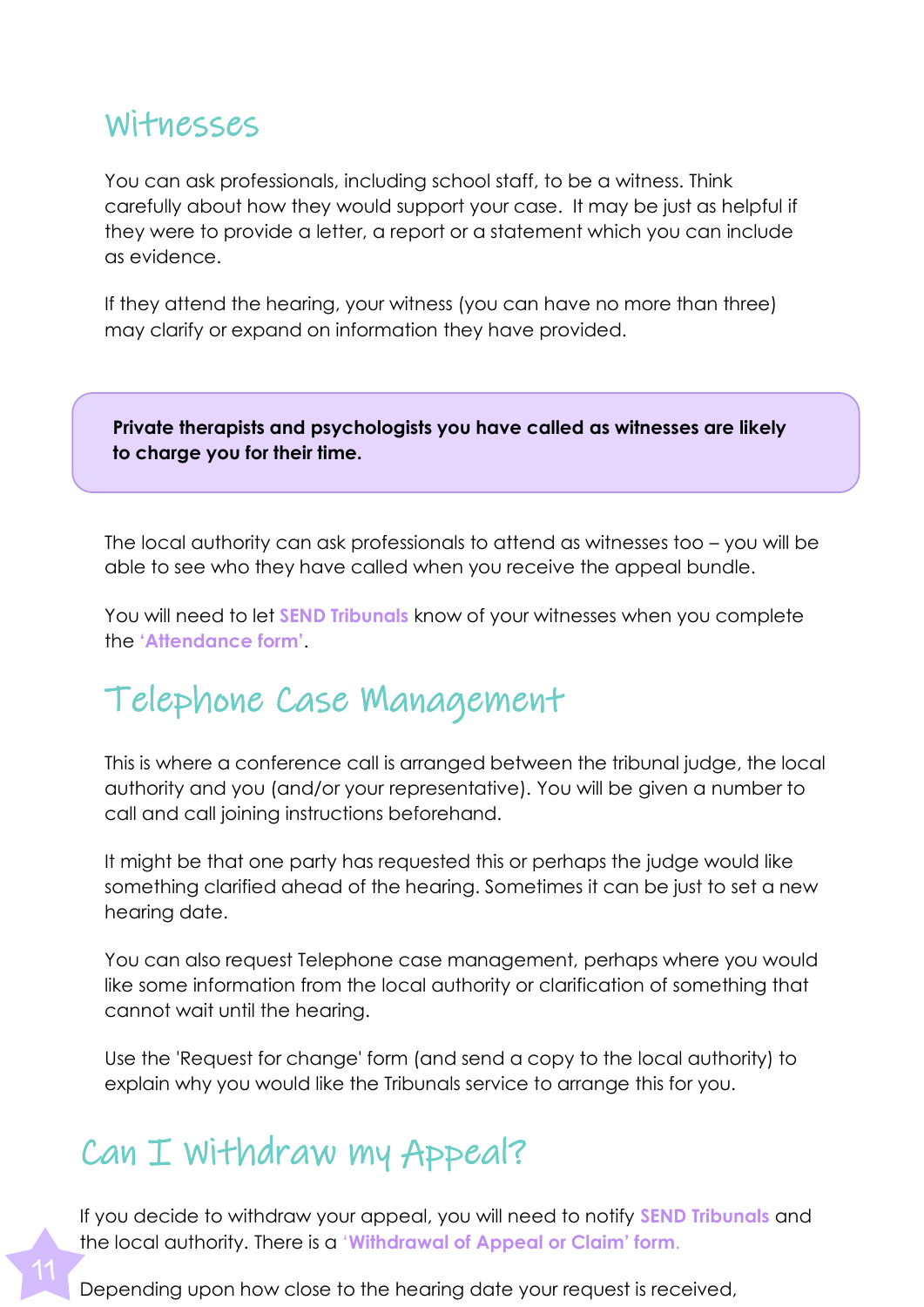## Witnesses

You can ask professionals, including school staff, to be a witness. Think carefully about how they would support your case. It may be just as helpful if they were to provide a letter, a report or a statement which you can include as evidence.

If they attend the hearing, your witness (you can have no more than three) may clarify or expand on information they have provided.

**Private therapists and psychologists you have called as witnesses are likely to charge you for their time.**

The local authority can ask professionals to attend as witnesses too – you will be able to see who they have called when you receive the appeal bundle.

You will need to let **SEND Tribunals** know of your witnesses when you complete the **'Attendance form'**.

## Telephone Case Management

This is where a conference call is arranged between the tribunal judge, the local authority and you (and/or your representative). You will be given a number to call and call joining instructions beforehand.

It might be that one party has requested this or perhaps the judge would like something clarified ahead of the hearing. Sometimes it can be just to set a new hearing date.

You can also request Telephone case management, perhaps where you would like some information from the local authority or clarification of something that cannot wait until the hearing.

Use the 'Request for change' form (and send a copy to the local authority) to explain why you would like the Tribunals service to arrange this for you.

## Can I Withdraw my Appeal?

If you decide to withdraw your appeal, you will need to notify **SEND Tribunals** and the local authority. There is a **'Withdrawal of Appeal or Claim' form**.

Depending upon how close to the hearing date your request is received,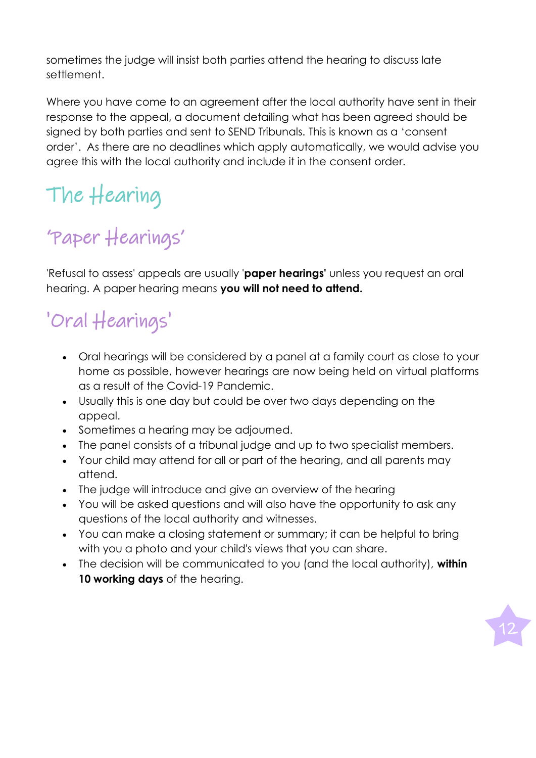sometimes the judge will insist both parties attend the hearing to discuss late settlement.

Where you have come to an agreement after the local authority have sent in their response to the appeal, a document detailing what has been agreed should be signed by both parties and sent to SEND Tribunals. This is known as a 'consent order'. As there are no deadlines which apply automatically, we would advise you agree this with the local authority and include it in the consent order.

# The Hearing

## 'Paper Hearings'

'Refusal to assess' appeals are usually '**paper hearings'** unless you request an oral hearing. A paper hearing means **you will not need to attend.**

## 'Oral Hearings'

- Oral hearings will be considered by a panel at a family court as close to your home as possible, however hearings are now being held on virtual platforms as a result of the Covid-19 Pandemic.
- Usually this is one day but could be over two days depending on the appeal.
- Sometimes a hearing may be adjourned.
- The panel consists of a tribunal judge and up to two specialist members.
- Your child may attend for all or part of the hearing, and all parents may attend.
- The judge will introduce and give an overview of the hearing
- You will be asked questions and will also have the opportunity to ask any questions of the local authority and witnesses.
- You can make a closing statement or summary; it can be helpful to bring with you a photo and your child's views that you can share.
- The decision will be communicated to you (and the local authority), **within 10 working days** of the hearing.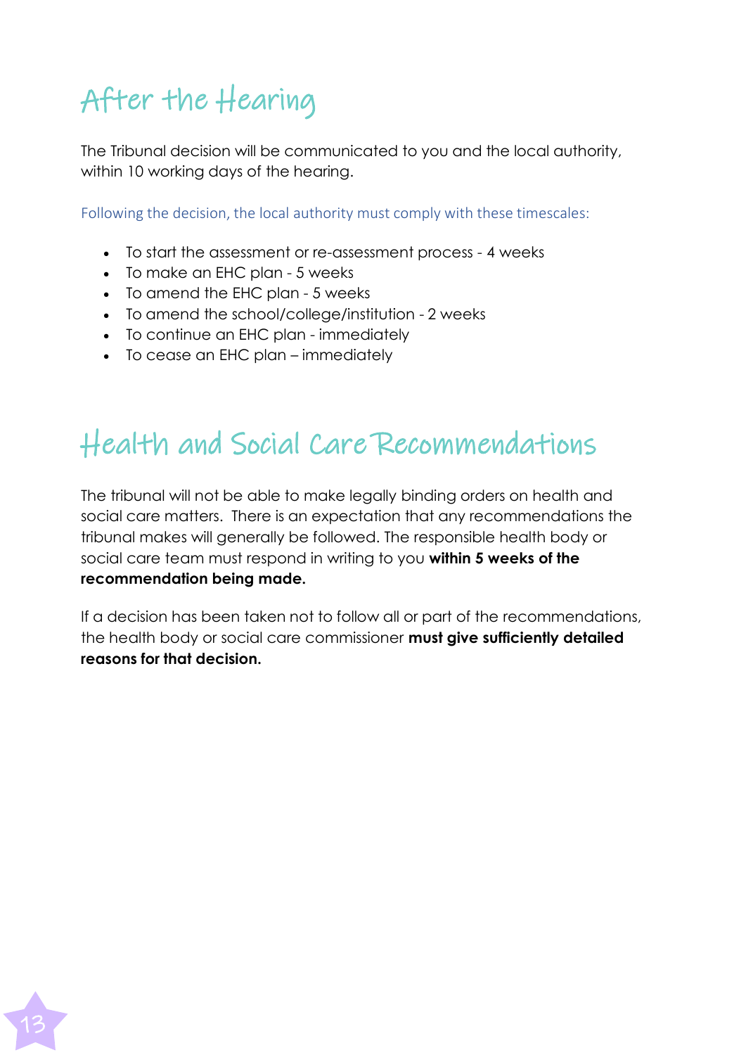# After the Hearing

The Tribunal decision will be communicated to you and the local authority, within 10 working days of the hearing.

Following the decision, the local authority must comply with these timescales:

- To start the assessment or re-assessment process - 4 weeks
- To make an EHC plan - 5 weeks
- To amend the EHC plan - 5 weeks
- To amend the school/college/institution - 2 weeks
- To continue an EHC plan - immediately
- To cease an EHC plan – immediately

# Health and Social Care Recommendations

The tribunal will not be able to make legally binding orders on health and social care matters. There is an expectation that any recommendations the tribunal makes will generally be followed. The responsible health body or social care team must respond in writing to you **within 5 weeks of the recommendation being made.**

If a decision has been taken not to follow all or part of the recommendations, the health body or social care commissioner **must give sufficiently detailed reasons for that decision.**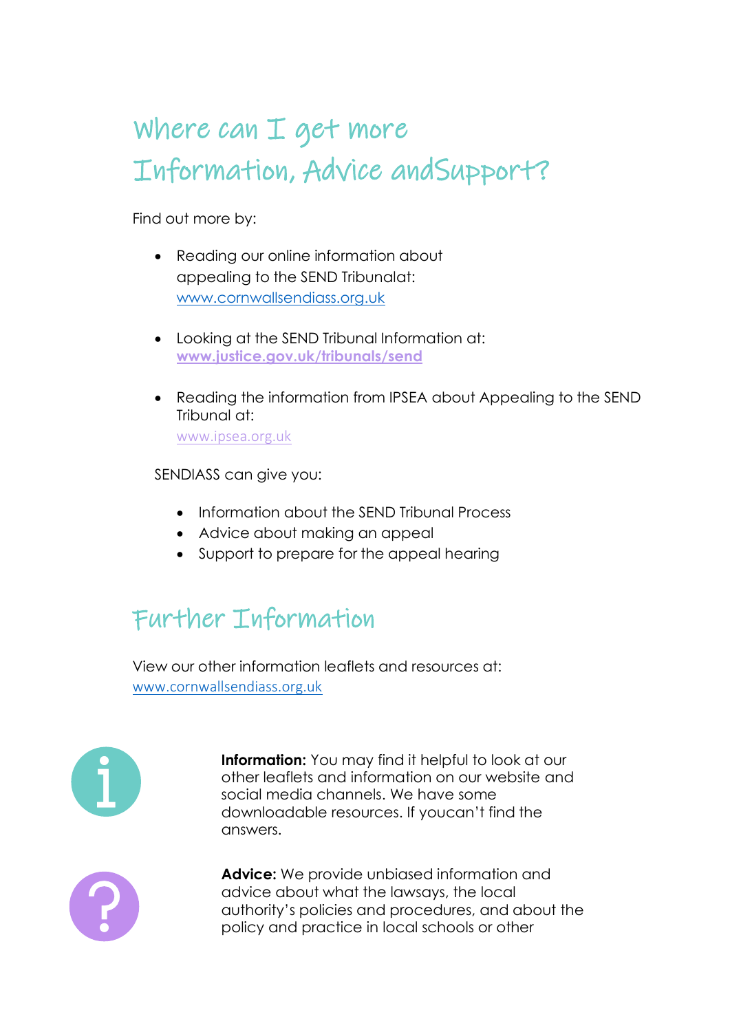# Where can I get more Information, Advice andSupport?

Find out more by:

- Reading our online information about appealing to the SEND Tribunalat: www.cornwallsendiass.org.uk
- Looking at the SEND Tribunal Information at: **www.justice.gov.uk/tribunals/send**
- Reading the information from IPSEA about Appealing to the SEND Tribunal at: www.ipsea.org.uk

SENDIASS can give you:

- Information about the SEND Tribunal Process
- Advice about making an appeal
- Support to prepare for the appeal hearing

# Further Information

View our other information leaflets and resources at: www.cornwallsendiass.org.uk

**Information:** You may find it helpful to look at our other leaflets and information on our website and social media channels. We have some downloadable resources. If youcan't find the answers.

**Advice:** We provide unbiased information and advice about what the lawsays, the local authority's policies and procedures, and about the policy and practice in local schools or other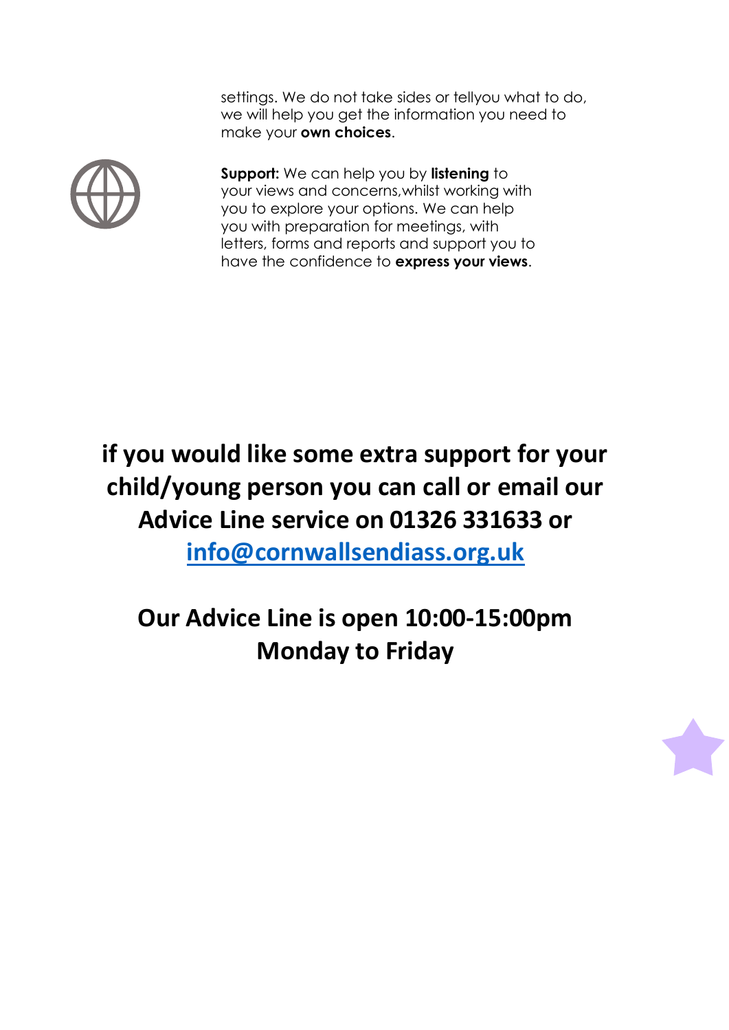settings. We do not take sides or tellyou what to do, we will help you get the information you need to make your **own choices**.

**Support:** We can help you by **listening** to your views and concerns,whilst working with you to explore your options. We can help you with preparation for meetings, with letters, forms and reports and support you to have the confidence to **express your views**.

**if you would like some extra support for your child/young person you can call or email our Advice Line service on 01326 331633 or [info@cornwallsendiass.org.uk](mailto:info@cornwallsendiass.org.uk)**

**Our Advice Line is open 10:00-15:00pm Monday to Friday**